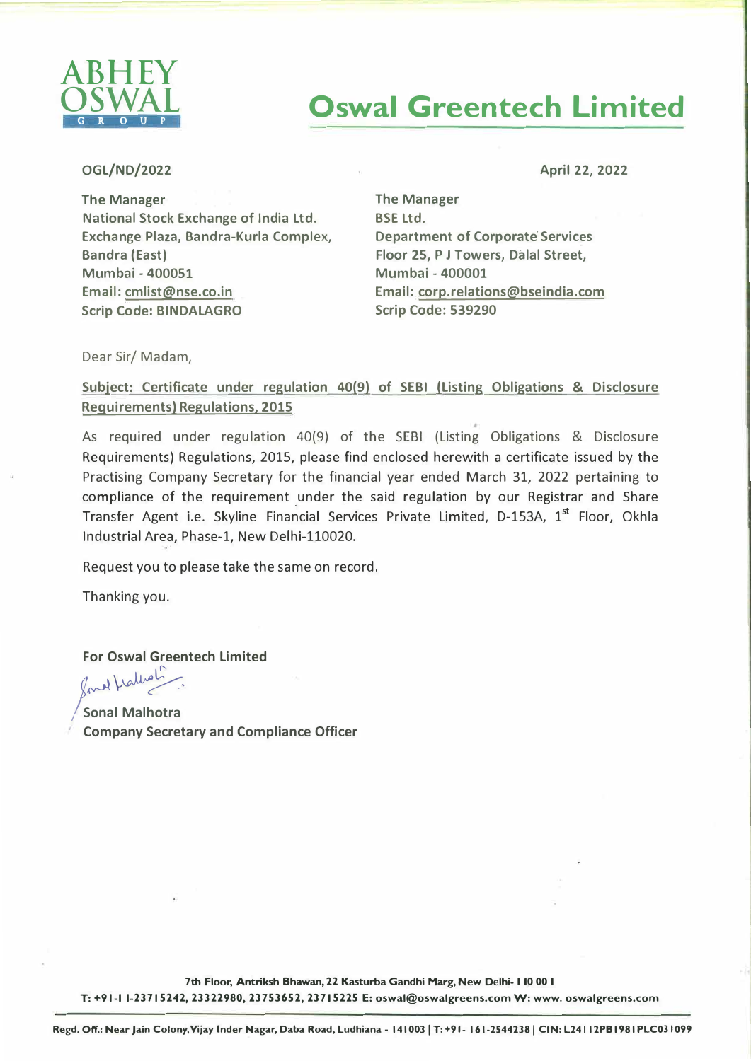ABHEY OSWAL GROUP

# Oswal Greentech Limited

OGL/ND/2022

April 22, 2022

The Manager
National Stock Exchange of India Ltd.
Exchange Plaza, Bandra-Kurla Complex,
Bandra (East)
Mumbai - 400051
Email: cmlist@nse.co.in
Scrip Code: BINDALAGRO

The Manager
BSE Ltd.
Department of Corporate Services
Floor 25, P J Towers, Dalal Street,
Mumbai - 400001
Email: corp.relations@bseindia.com
Scrip Code: 539290

Dear Sir/ Madam,

**Subject: Certificate under regulation 40(9) of SEBI (Listing Obligations & Disclosure Requirements) Regulations, 2015**

As required under regulation 40(9) of the SEBI (Listing Obligations & Disclosure Requirements) Regulations, 2015, please find enclosed herewith a certificate issued by the Practising Company Secretary for the financial year ended March 31, 2022 pertaining to compliance of the requirement under the said regulation by our Registrar and Share Transfer Agent i.e. Skyline Financial Services Private Limited, D-153A, 1st Floor, Okhla Industrial Area, Phase-1, New Delhi-110020.

Request you to please take the same on record.

Thanking you.

**For Oswal Greentech Limited**

Sonal Malhotra
**Company Secretary and Compliance Officer**

7th Floor, Antriksh Bhawan, 22 Kasturba Gandhi Marg, New Delhi- 110 001
T: +91-11-23715242, 23322980, 23753652, 23715225 E: oswal@oswalgreens.com W: www.oswalgreens.com

Regd. Off.: Near Jain Colony, Vijay Inder Nagar, Daba Road, Ludhiana - 141003 | T: +91- 161-2544238 | CIN: L24112PB1981PLC031099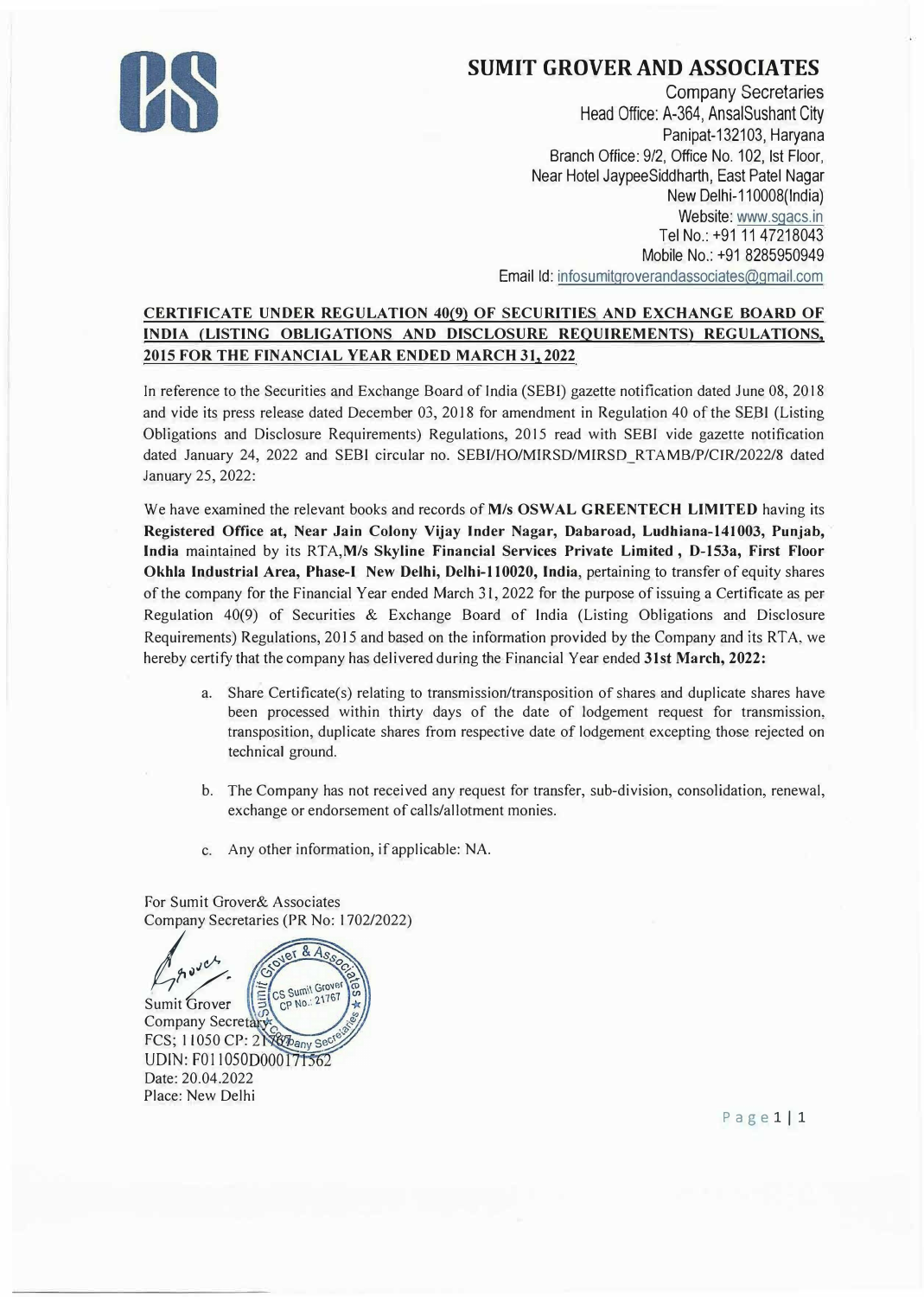# SUMIT GROVER AND ASSOCIATES

Company Secretaries
Head Office: A-364, AnsalSushant City
Panipat-132103, Haryana
Branch Office: 9/2, Office No. 102, Ist Floor,
Near Hotel JaypeeSiddharth, East Patel Nagar
New Delhi-110008(India)
Website: www.sgacs.in
Tel No.: +91 11 47218043
Mobile No.: +91 8285950949
Email Id: infosumitgroverandassociates@gmail.com

**CERTIFICATE UNDER REGULATION 40(9) OF SECURITIES AND EXCHANGE BOARD OF INDIA (LISTING OBLIGATIONS AND DISCLOSURE REQUIREMENTS) REGULATIONS, 2015 FOR THE FINANCIAL YEAR ENDED MARCH 31, 2022**

In reference to the Securities and Exchange Board of India (SEBI) gazette notification dated June 08, 2018 and vide its press release dated December 03, 2018 for amendment in Regulation 40 of the SEBI (Listing Obligations and Disclosure Requirements) Regulations, 2015 read with SEBI vide gazette notification dated January 24, 2022 and SEBI circular no. SEBI/HO/MIRSD/MIRSD_RTAMB/P/CIR/2022/8 dated January 25, 2022:

We have examined the relevant books and records of **M/s OSWAL GREENTECH LIMITED** having its **Registered Office at, Near Jain Colony Vijay Inder Nagar, Dabaroad, Ludhiana-141003, Punjab, India** maintained by its RTA,**M/s Skyline Financial Services Private Limited , D-153a, First Floor Okhla Industrial Area, Phase-I New Delhi, Delhi-110020, India**, pertaining to transfer of equity shares of the company for the Financial Year ended March 31, 2022 for the purpose of issuing a Certificate as per Regulation 40(9) of Securities & Exchange Board of India (Listing Obligations and Disclosure Requirements) Regulations, 2015 and based on the information provided by the Company and its RTA, we hereby certify that the company has delivered during the Financial Year ended **31st March, 2022:**

a. Share Certificate(s) relating to transmission/transposition of shares and duplicate shares have been processed within thirty days of the date of lodgement request for transmission, transposition, duplicate shares from respective date of lodgement excepting those rejected on technical ground.

b. The Company has not received any request for transfer, sub-division, consolidation, renewal, exchange or endorsement of calls/allotment monies.

c. Any other information, if applicable: NA.

For Sumit Grover& Associates
Company Secretaries (PR No: 1702/2022)

Sumit Grover
Company Secretary
FCS; 11050 CP: 21767
UDIN: F011050D000171562
Date: 20.04.2022
Place: New Delhi